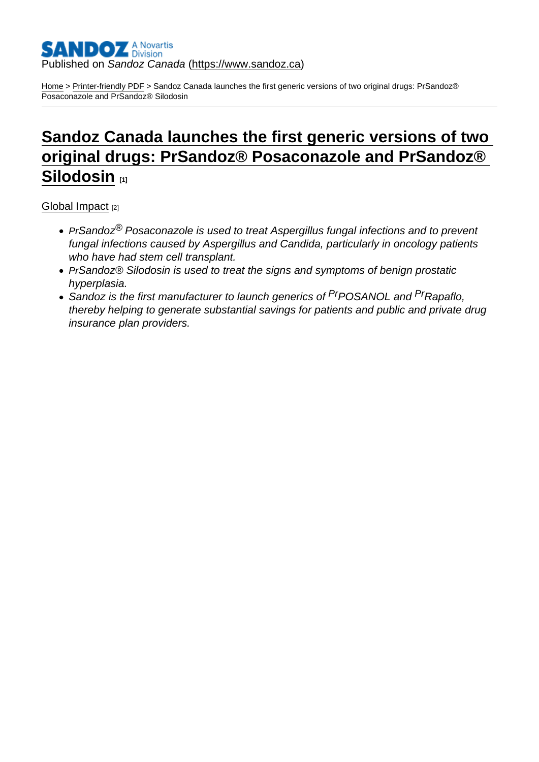Published on *Sandoz Canada* (https://www.sandoz.ca)

Home > Printer-friendly PDF > Sandoz Canada launches the first generic versions of two original drugs: PrSandoz® Posaconazole and PrSandoz® Silodosin

# Sandoz Canada launches the first generic versions of two original drugs: PrSandoz® Posaconazole and PrSandoz® Silodosin [1]

Global Impact [2]

- *PrSandoz® Posaconazole is used to treat Aspergillus fungal infections and to prevent fungal infections caused by Aspergillus and Candida, particularly in oncology patients who have had stem cell transplant.*
- *PrSandoz® Silodosin is used to treat the signs and symptoms of benign prostatic hyperplasia.*
- *Sandoz is the first manufacturer to launch generics of PrPOSANOL and PrRapaflo, thereby helping to generate substantial savings for patients and public and private drug insurance plan providers.*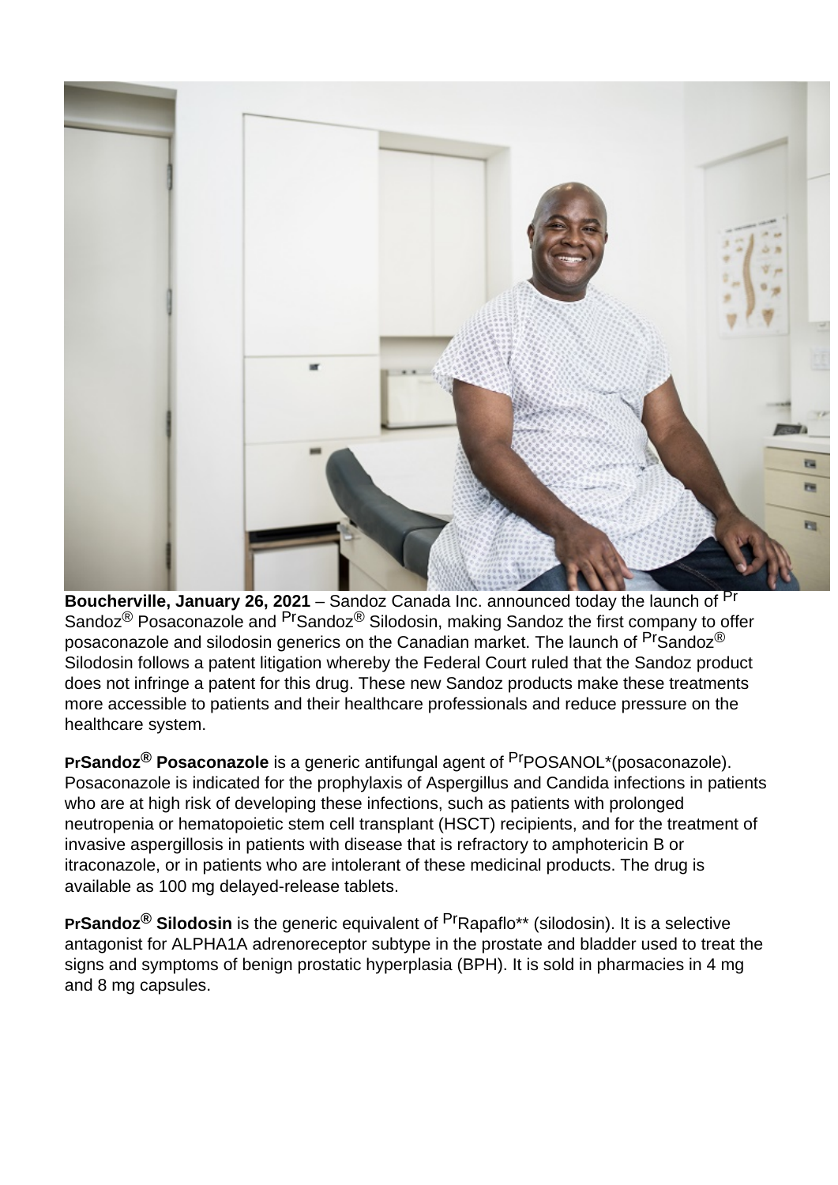**Boucherville, January 26, 2021** – Sandoz Canada Inc. announced today the launch of [Pr] Sandoz® Posaconazole and [Pr]Sandoz® Silodosin, making Sandoz the first company to offer posaconazole and silodosin generics on the Canadian market. The launch of [Pr]Sandoz® Silodosin follows a patent litigation whereby the Federal Court ruled that the Sandoz product does not infringe a patent for this drug. These new Sandoz products make these treatments more accessible to patients and their healthcare professionals and reduce pressure on the healthcare system.

**PrSandoz® Posaconazole** is a generic antifungal agent of [Pr]POSANOL*(posaconazole). Posaconazole is indicated for the prophylaxis of Aspergillus and Candida infections in patients who are at high risk of developing these infections, such as patients with prolonged neutropenia or hematopoietic stem cell transplant (HSCT) recipients, and for the treatment of invasive aspergillosis in patients with disease that is refractory to amphotericin B or itraconazole, or in patients who are intolerant of these medicinal products. The drug is available as 100 mg delayed-release tablets.

**PrSandoz® Silodosin** is the generic equivalent of [Pr]Rapaflo** (silodosin). It is a selective antagonist for ALPHA1A adrenoreceptor subtype in the prostate and bladder used to treat the signs and symptoms of benign prostatic hyperplasia (BPH). It is sold in pharmacies in 4 mg and 8 mg capsules.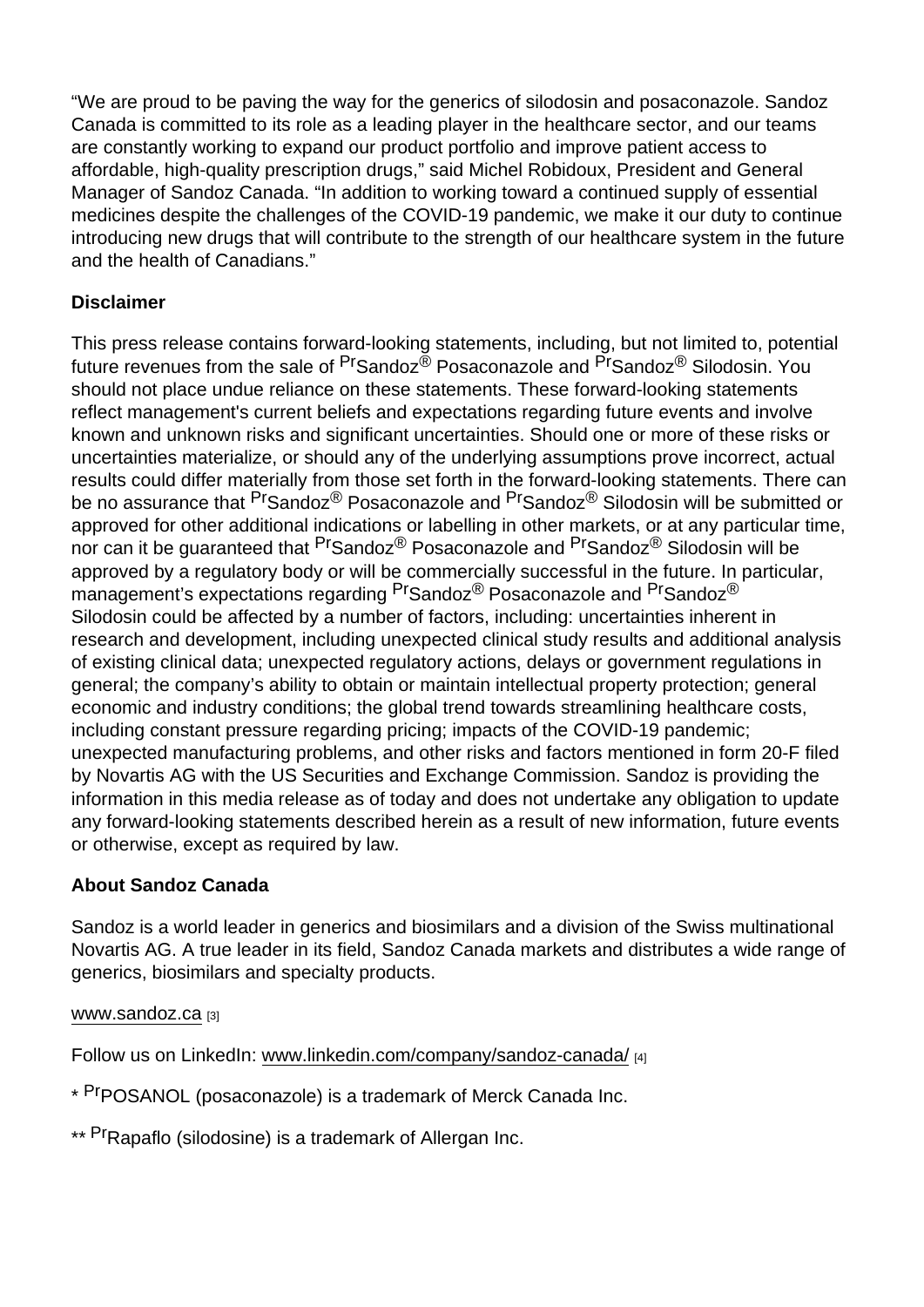"We are proud to be paving the way for the generics of silodosin and posaconazole. Sandoz Canada is committed to its role as a leading player in the healthcare sector, and our teams are constantly working to expand our product portfolio and improve patient access to affordable, high-quality prescription drugs," said Michel Robidoux, President and General Manager of Sandoz Canada. "In addition to working toward a continued supply of essential medicines despite the challenges of the COVID-19 pandemic, we make it our duty to continue introducing new drugs that will contribute to the strength of our healthcare system in the future and the health of Canadians."

**Disclaimer**

This press release contains forward-looking statements, including, but not limited to, potential future revenues from the sale of [Pr]Sandoz® Posaconazole and [Pr]Sandoz® Silodosin. You should not place undue reliance on these statements. These forward-looking statements reflect management's current beliefs and expectations regarding future events and involve known and unknown risks and significant uncertainties. Should one or more of these risks or uncertainties materialize, or should any of the underlying assumptions prove incorrect, actual results could differ materially from those set forth in the forward-looking statements. There can be no assurance that [Pr]Sandoz® Posaconazole and [Pr]Sandoz® Silodosin will be submitted or approved for other additional indications or labelling in other markets, or at any particular time, nor can it be guaranteed that [Pr]Sandoz® Posaconazole and [Pr]Sandoz® Silodosin will be approved by a regulatory body or will be commercially successful in the future. In particular, management's expectations regarding [Pr]Sandoz® Posaconazole and [Pr]Sandoz® Silodosin could be affected by a number of factors, including: uncertainties inherent in research and development, including unexpected clinical study results and additional analysis of existing clinical data; unexpected regulatory actions, delays or government regulations in general; the company's ability to obtain or maintain intellectual property protection; general economic and industry conditions; the global trend towards streamlining healthcare costs, including constant pressure regarding pricing; impacts of the COVID-19 pandemic; unexpected manufacturing problems, and other risks and factors mentioned in form 20-F filed by Novartis AG with the US Securities and Exchange Commission. Sandoz is providing the information in this media release as of today and does not undertake any obligation to update any forward-looking statements described herein as a result of new information, future events or otherwise, except as required by law.

**About Sandoz Canada**

Sandoz is a world leader in generics and biosimilars and a division of the Swiss multinational Novartis AG. A true leader in its field, Sandoz Canada markets and distributes a wide range of generics, biosimilars and specialty products.

www.sandoz.ca [3]

Follow us on LinkedIn: www.linkedin.com/company/sandoz-canada/ [4]

* [Pr]POSANOL (posaconazole) is a trademark of Merck Canada Inc.

** [Pr]Rapaflo (silodosine) is a trademark of Allergan Inc.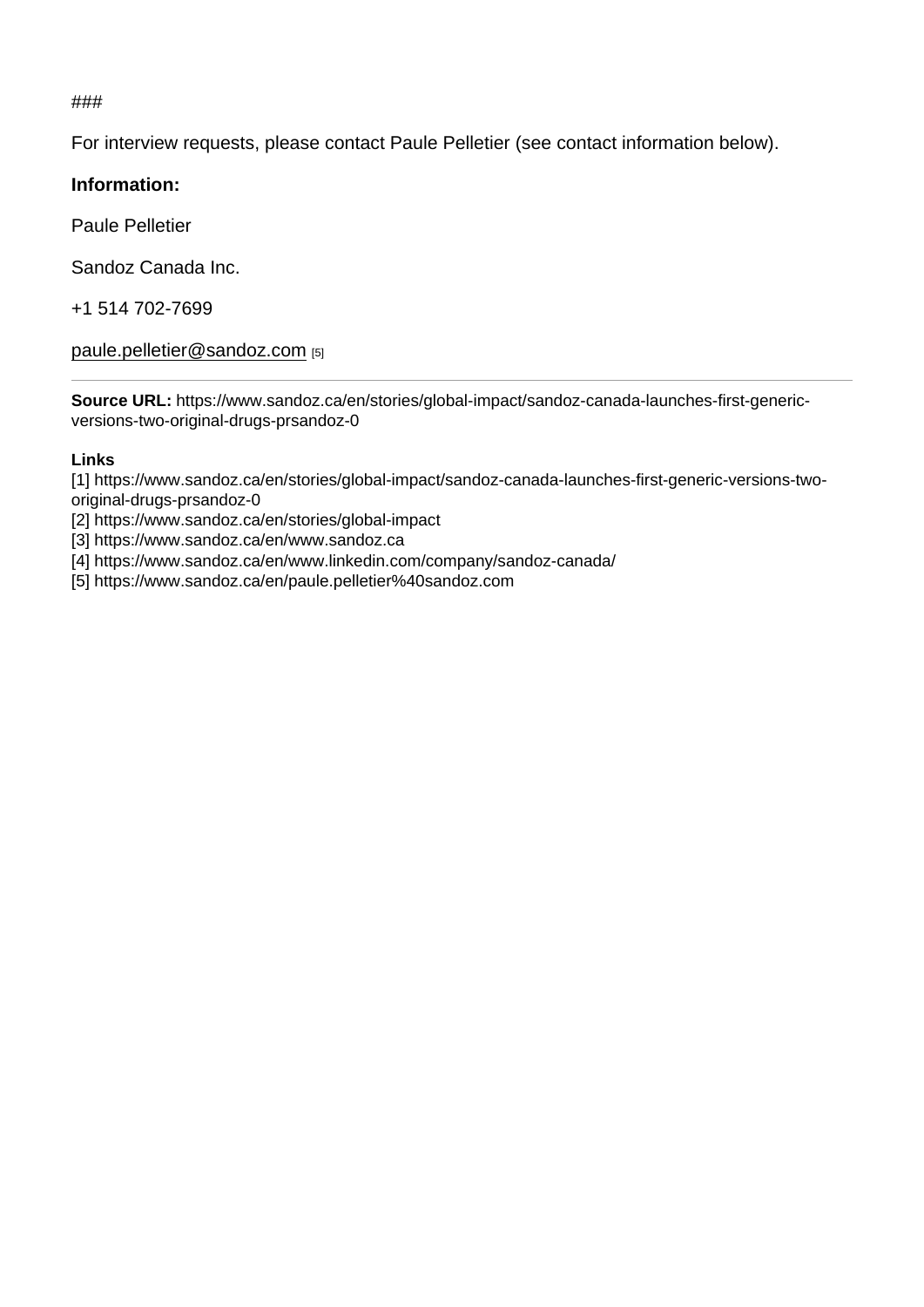###

For interview requests, please contact Paule Pelletier (see contact information below).

**Information:**

Paule Pelletier

Sandoz Canada Inc.

+1 514 702-7699

paule.pelletier@sandoz.com [5]

---

**Source URL:** https://www.sandoz.ca/en/stories/global-impact/sandoz-canada-launches-first-generic-versions-two-original-drugs-prsandoz-0

**Links**

[1] https://www.sandoz.ca/en/stories/global-impact/sandoz-canada-launches-first-generic-versions-two-original-drugs-prsandoz-0
[2] https://www.sandoz.ca/en/stories/global-impact
[3] https://www.sandoz.ca/en/www.sandoz.ca
[4] https://www.sandoz.ca/en/www.linkedin.com/company/sandoz-canada/
[5] https://www.sandoz.ca/en/paule.pelletier%40sandoz.com